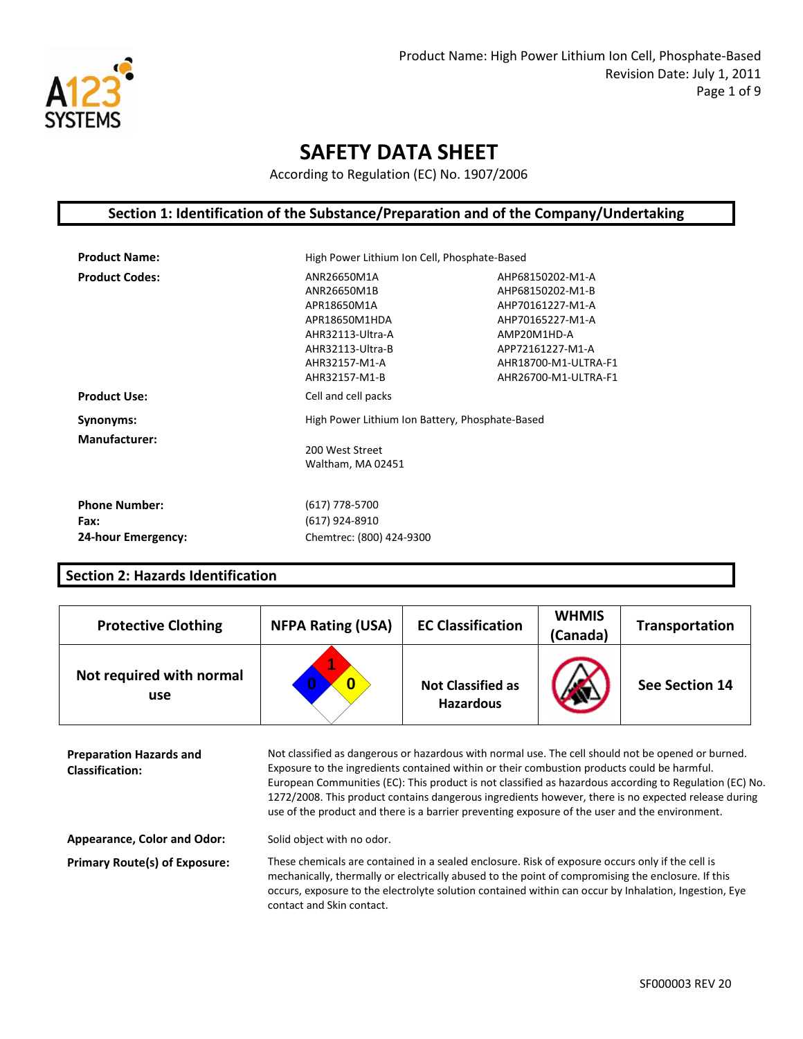# SAFETY DATA SHEET

According to Regulation (EC) No. 1907/2006

## Section 1: Identification of the Substance/Preparation and of the Company/Undertaking

**Product Name:** High Power Lithium Ion Cell, Phosphate-Based

**Product Codes:**

| | |
|---|---|
| ANR26650M1A | AHP68150202-M1-A |
| ANR26650M1B | AHP68150202-M1-B |
| APR18650M1A | AHP70161227-M1-A |
| APR18650M1HDA | AHP70165227-M1-A |
| AHR32113-Ultra-A | AMP20M1HD-A |
| AHR32113-Ultra-B | APP72161227-M1-A |
| AHR32157-M1-A | AHR18700-M1-ULTRA-F1 |
| AHR32157-M1-B | AHR26700-M1-ULTRA-F1 |

**Product Use:** Cell and cell packs

**Synonyms:** High Power Lithium Ion Battery, Phosphate-Based

**Manufacturer:**
200 West Street
Waltham, MA 02451

**Phone Number:** (617) 778-5700

**Fax:** (617) 924-8910

**24-hour Emergency:** Chemtrec: (800) 424-9300

## Section 2: Hazards Identification

| Protective Clothing | NFPA Rating (USA) | EC Classification | WHMIS (Canada) | Transportation |
|---|---|---|---|---|
| Not required with normal use | Health: 0, Flammability: 1, Reactivity: 0 | Not Classified as Hazardous | | See Section 14 |

**Preparation Hazards and Classification:** Not classified as dangerous or hazardous with normal use. The cell should not be opened or burned. Exposure to the ingredients contained within or their combustion products could be harmful. European Communities (EC): This product is not classified as hazardous according to Regulation (EC) No. 1272/2008. This product contains dangerous ingredients however, there is no expected release during use of the product and there is a barrier preventing exposure of the user and the environment.

**Appearance, Color and Odor:** Solid object with no odor.

**Primary Route(s) of Exposure:** These chemicals are contained in a sealed enclosure. Risk of exposure occurs only if the cell is mechanically, thermally or electrically abused to the point of compromising the enclosure. If this occurs, exposure to the electrolyte solution contained within can occur by Inhalation, Ingestion, Eye contact and Skin contact.

SF000003 REV 20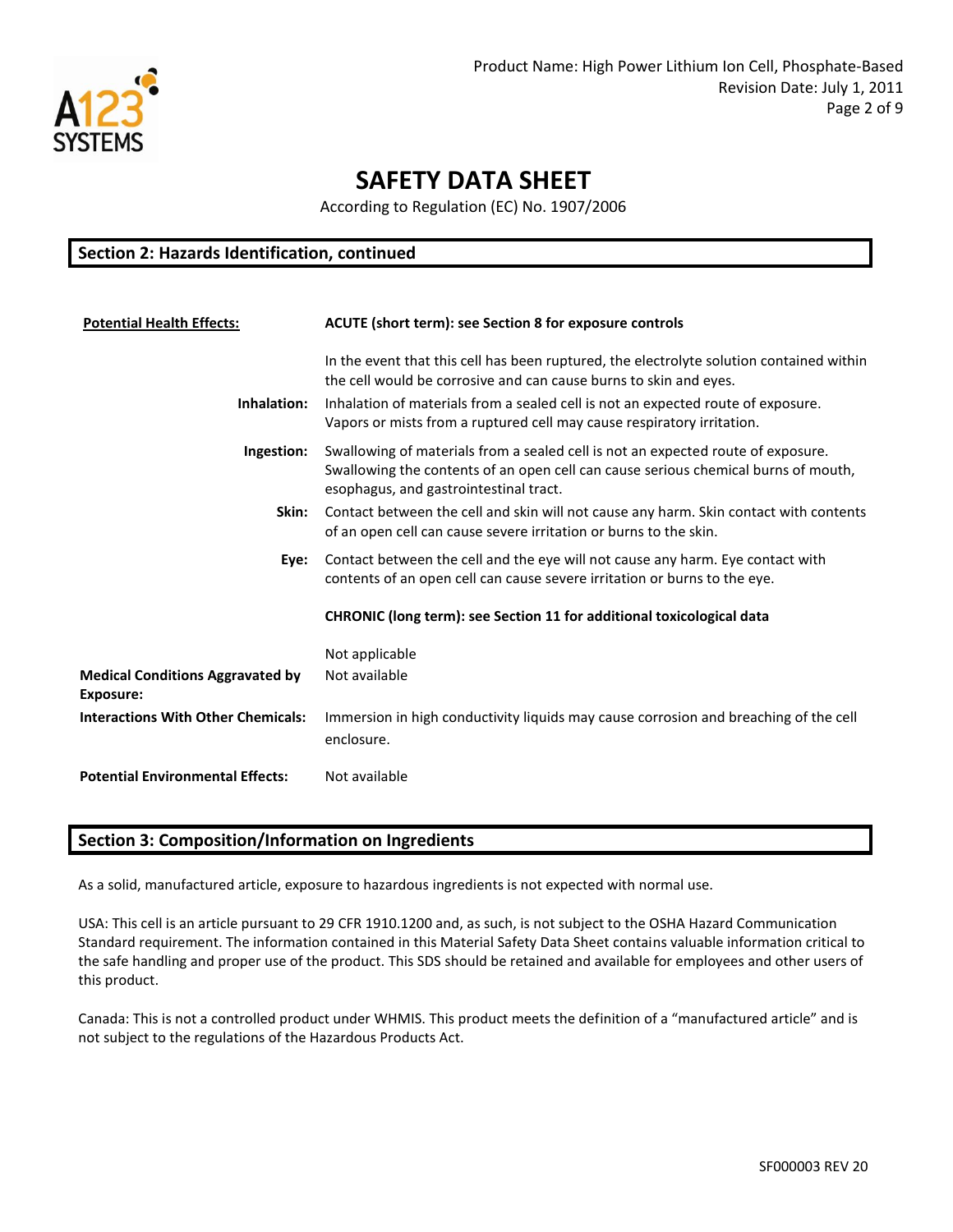# SAFETY DATA SHEET

According to Regulation (EC) No. 1907/2006

## Section 2: Hazards Identification, continued

| | |
|---|---|
| **Potential Health Effects:** | **ACUTE (short term): see Section 8 for exposure controls** |
| | In the event that this cell has been ruptured, the electrolyte solution contained within the cell would be corrosive and can cause burns to skin and eyes. |
| **Inhalation:** | Inhalation of materials from a sealed cell is not an expected route of exposure. Vapors or mists from a ruptured cell may cause respiratory irritation. |
| **Ingestion:** | Swallowing of materials from a sealed cell is not an expected route of exposure. Swallowing the contents of an open cell can cause serious chemical burns of mouth, esophagus, and gastrointestinal tract. |
| **Skin:** | Contact between the cell and skin will not cause any harm. Skin contact with contents of an open cell can cause severe irritation or burns to the skin. |
| **Eye:** | Contact between the cell and the eye will not cause any harm. Eye contact with contents of an open cell can cause severe irritation or burns to the eye. |
| | **CHRONIC (long term): see Section 11 for additional toxicological data** |
| | Not applicable |
| **Medical Conditions Aggravated by Exposure:** | Not available |
| **Interactions With Other Chemicals:** | Immersion in high conductivity liquids may cause corrosion and breaching of the cell enclosure. |
| **Potential Environmental Effects:** | Not available |

## Section 3: Composition/Information on Ingredients

As a solid, manufactured article, exposure to hazardous ingredients is not expected with normal use.

USA: This cell is an article pursuant to 29 CFR 1910.1200 and, as such, is not subject to the OSHA Hazard Communication Standard requirement. The information contained in this Material Safety Data Sheet contains valuable information critical to the safe handling and proper use of the product. This SDS should be retained and available for employees and other users of this product.

Canada: This is not a controlled product under WHMIS. This product meets the definition of a "manufactured article" and is not subject to the regulations of the Hazardous Products Act.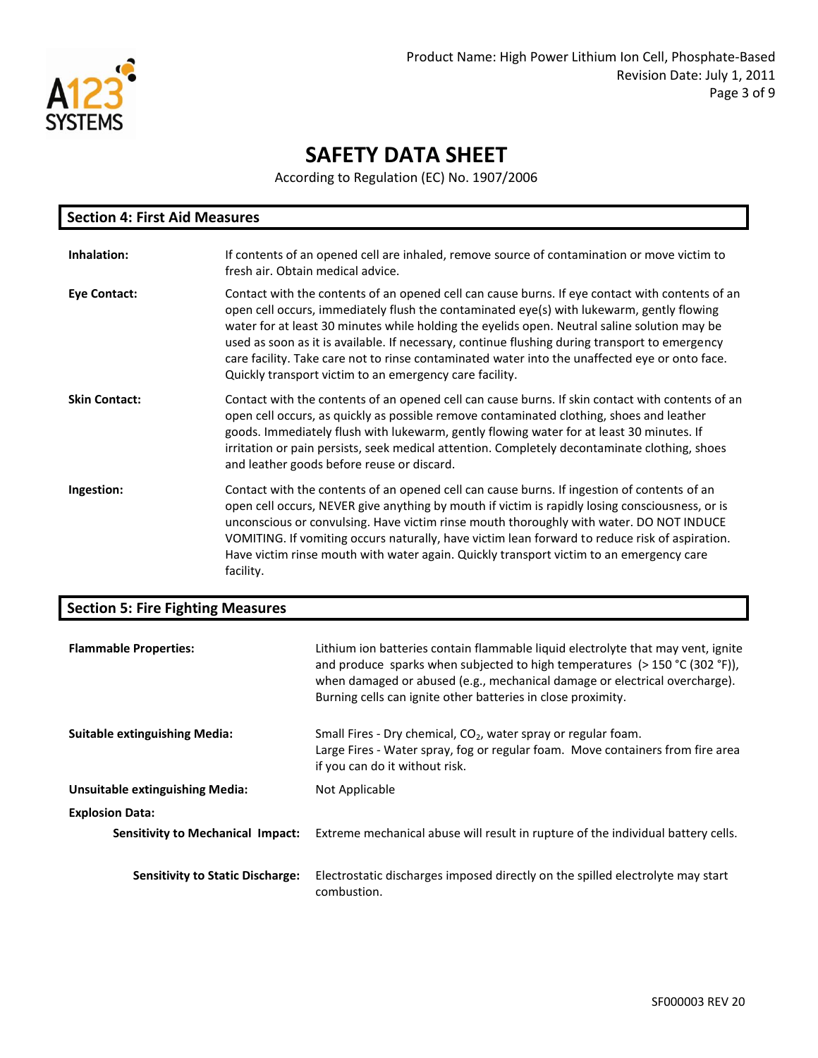# SAFETY DATA SHEET

According to Regulation (EC) No. 1907/2006

## Section 4: First Aid Measures

**Inhalation:** If contents of an opened cell are inhaled, remove source of contamination or move victim to fresh air. Obtain medical advice.

**Eye Contact:** Contact with the contents of an opened cell can cause burns. If eye contact with contents of an open cell occurs, immediately flush the contaminated eye(s) with lukewarm, gently flowing water for at least 30 minutes while holding the eyelids open. Neutral saline solution may be used as soon as it is available. If necessary, continue flushing during transport to emergency care facility. Take care not to rinse contaminated water into the unaffected eye or onto face. Quickly transport victim to an emergency care facility.

**Skin Contact:** Contact with the contents of an opened cell can cause burns. If skin contact with contents of an open cell occurs, as quickly as possible remove contaminated clothing, shoes and leather goods. Immediately flush with lukewarm, gently flowing water for at least 30 minutes. If irritation or pain persists, seek medical attention. Completely decontaminate clothing, shoes and leather goods before reuse or discard.

**Ingestion:** Contact with the contents of an opened cell can cause burns. If ingestion of contents of an open cell occurs, NEVER give anything by mouth if victim is rapidly losing consciousness, or is unconscious or convulsing. Have victim rinse mouth thoroughly with water. DO NOT INDUCE VOMITING. If vomiting occurs naturally, have victim lean forward to reduce risk of aspiration. Have victim rinse mouth with water again. Quickly transport victim to an emergency care facility.

## Section 5: Fire Fighting Measures

**Flammable Properties:** Lithium ion batteries contain flammable liquid electrolyte that may vent, ignite and produce sparks when subjected to high temperatures (> 150 °C (302 °F)), when damaged or abused (e.g., mechanical damage or electrical overcharge). Burning cells can ignite other batteries in close proximity.

**Suitable extinguishing Media:** Small Fires - Dry chemical, $CO_2$, water spray or regular foam.
Large Fires - Water spray, fog or regular foam. Move containers from fire area if you can do it without risk.

**Unsuitable extinguishing Media:** Not Applicable

**Explosion Data:**

**Sensitivity to Mechanical Impact:** Extreme mechanical abuse will result in rupture of the individual battery cells.

**Sensitivity to Static Discharge:** Electrostatic discharges imposed directly on the spilled electrolyte may start combustion.

SF000003 REV 20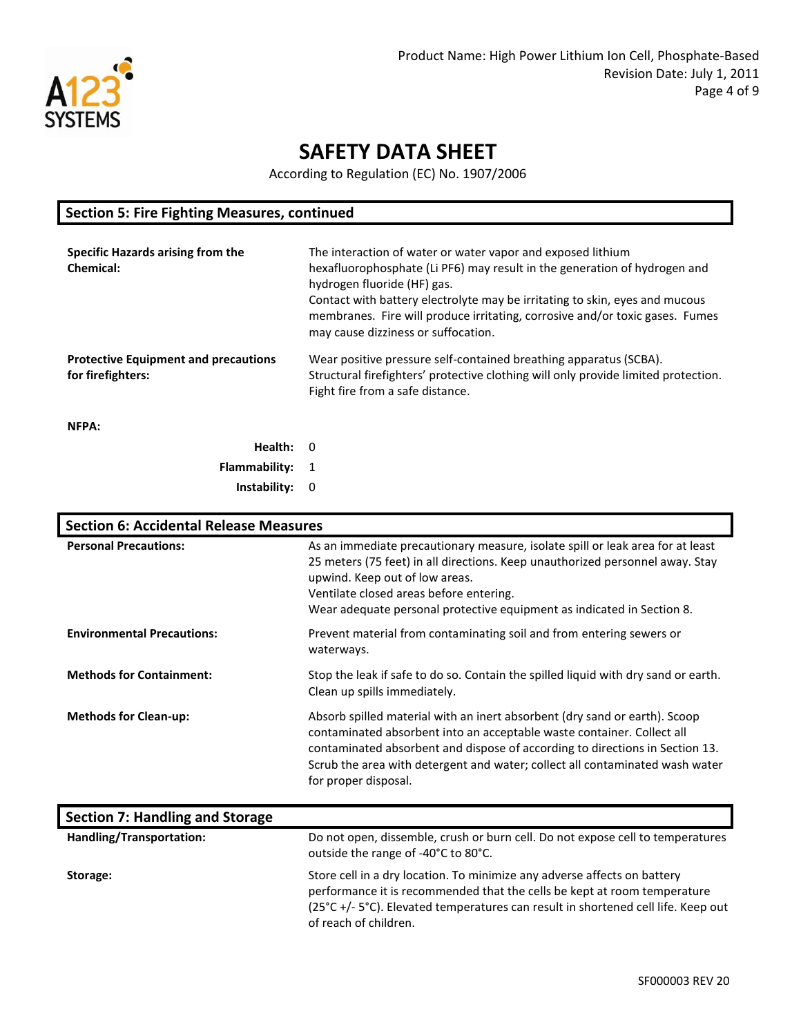## Section 5: Fire Fighting Measures, continued

**Specific Hazards arising from the Chemical:**

The interaction of water or water vapor and exposed lithium hexafluorophosphate (Li PF6) may result in the generation of hydrogen and hydrogen fluoride (HF) gas.
Contact with battery electrolyte may be irritating to skin, eyes and mucous membranes. Fire will produce irritating, corrosive and/or toxic gases. Fumes may cause dizziness or suffocation.

**Protective Equipment and precautions for firefighters:**

Wear positive pressure self-contained breathing apparatus (SCBA). Structural firefighters' protective clothing will only provide limited protection. Fight fire from a safe distance.

**NFPA:**

| | |
|---|---|
| **Health:** | 0 |
| **Flammability:** | 1 |
| **Instability:** | 0 |

## Section 6: Accidental Release Measures

**Personal Precautions:**

As an immediate precautionary measure, isolate spill or leak area for at least 25 meters (75 feet) in all directions. Keep unauthorized personnel away. Stay upwind. Keep out of low areas.
Ventilate closed areas before entering.
Wear adequate personal protective equipment as indicated in Section 8.

**Environmental Precautions:**

Prevent material from contaminating soil and from entering sewers or waterways.

**Methods for Containment:**

Stop the leak if safe to do so. Contain the spilled liquid with dry sand or earth. Clean up spills immediately.

**Methods for Clean-up:**

Absorb spilled material with an inert absorbent (dry sand or earth). Scoop contaminated absorbent into an acceptable waste container. Collect all contaminated absorbent and dispose of according to directions in Section 13. Scrub the area with detergent and water; collect all contaminated wash water for proper disposal.

## Section 7: Handling and Storage

**Handling/Transportation:**

Do not open, dissemble, crush or burn cell. Do not expose cell to temperatures outside the range of -40°C to 80°C.

**Storage:**

Store cell in a dry location. To minimize any adverse affects on battery performance it is recommended that the cells be kept at room temperature (25°C +/- 5°C). Elevated temperatures can result in shortened cell life. Keep out of reach of children.

SF000003 REV 20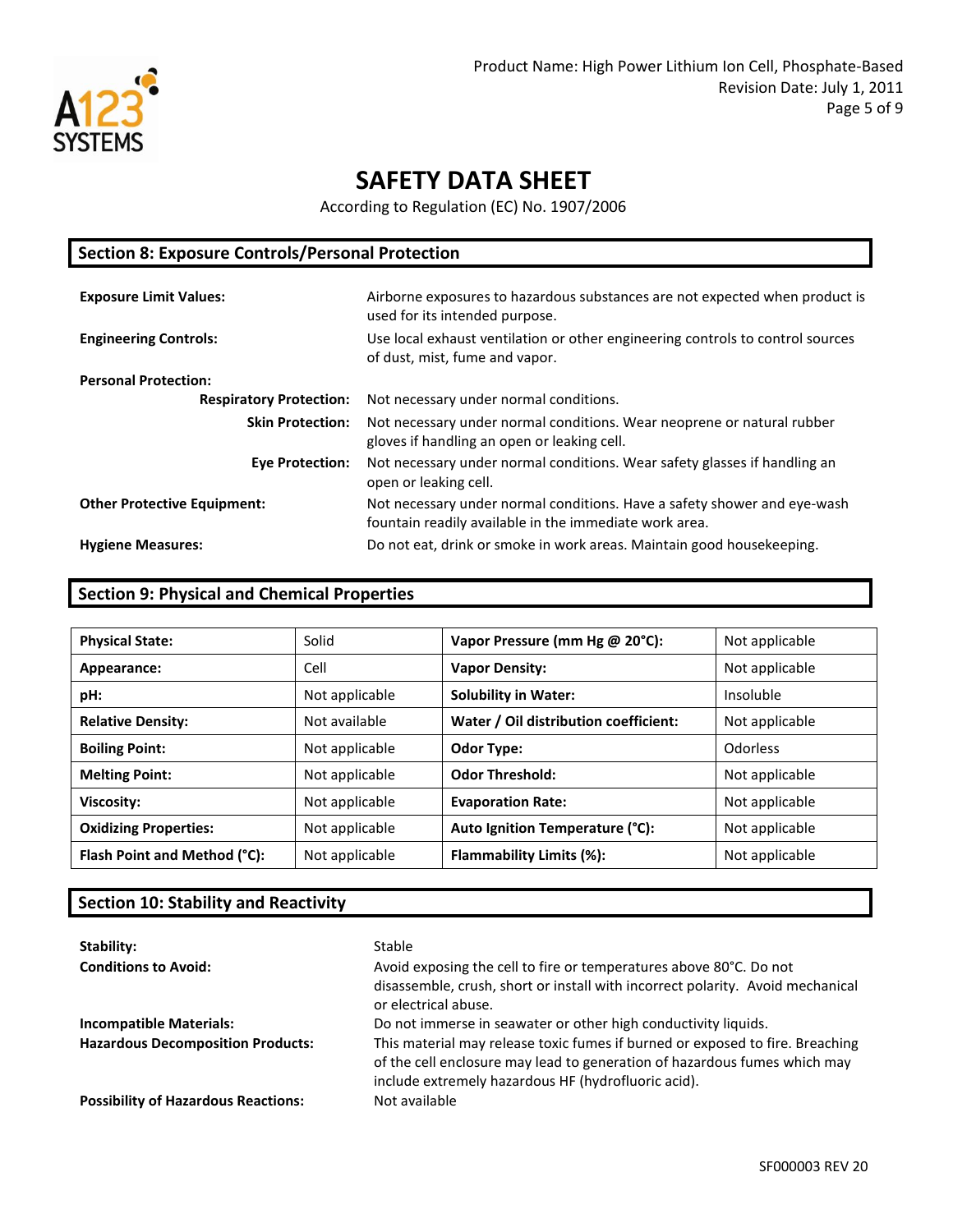# SAFETY DATA SHEET

According to Regulation (EC) No. 1907/2006

## Section 8: Exposure Controls/Personal Protection

**Exposure Limit Values:** Airborne exposures to hazardous substances are not expected when product is used for its intended purpose.

**Engineering Controls:** Use local exhaust ventilation or other engineering controls to control sources of dust, mist, fume and vapor.

**Personal Protection:**

- **Respiratory Protection:** Not necessary under normal conditions.
- **Skin Protection:** Not necessary under normal conditions. Wear neoprene or natural rubber gloves if handling an open or leaking cell.
- **Eye Protection:** Not necessary under normal conditions. Wear safety glasses if handling an open or leaking cell.

**Other Protective Equipment:** Not necessary under normal conditions. Have a safety shower and eye-wash fountain readily available in the immediate work area.

**Hygiene Measures:** Do not eat, drink or smoke in work areas. Maintain good housekeeping.

## Section 9: Physical and Chemical Properties

| | | | |
|---|---|---|---|
| **Physical State:** | Solid | **Vapor Pressure (mm Hg @ 20°C):** | Not applicable |
| **Appearance:** | Cell | **Vapor Density:** | Not applicable |
| **pH:** | Not applicable | **Solubility in Water:** | Insoluble |
| **Relative Density:** | Not available | **Water / Oil distribution coefficient:** | Not applicable |
| **Boiling Point:** | Not applicable | **Odor Type:** | Odorless |
| **Melting Point:** | Not applicable | **Odor Threshold:** | Not applicable |
| **Viscosity:** | Not applicable | **Evaporation Rate:** | Not applicable |
| **Oxidizing Properties:** | Not applicable | **Auto Ignition Temperature (°C):** | Not applicable |
| **Flash Point and Method (°C):** | Not applicable | **Flammability Limits (%):** | Not applicable |

## Section 10: Stability and Reactivity

**Stability:** Stable

**Conditions to Avoid:** Avoid exposing the cell to fire or temperatures above 80°C. Do not disassemble, crush, short or install with incorrect polarity. Avoid mechanical or electrical abuse.

**Incompatible Materials:** Do not immerse in seawater or other high conductivity liquids.

**Hazardous Decomposition Products:** This material may release toxic fumes if burned or exposed to fire. Breaching of the cell enclosure may lead to generation of hazardous fumes which may include extremely hazardous HF (hydrofluoric acid).

**Possibility of Hazardous Reactions:** Not available

SF000003 REV 20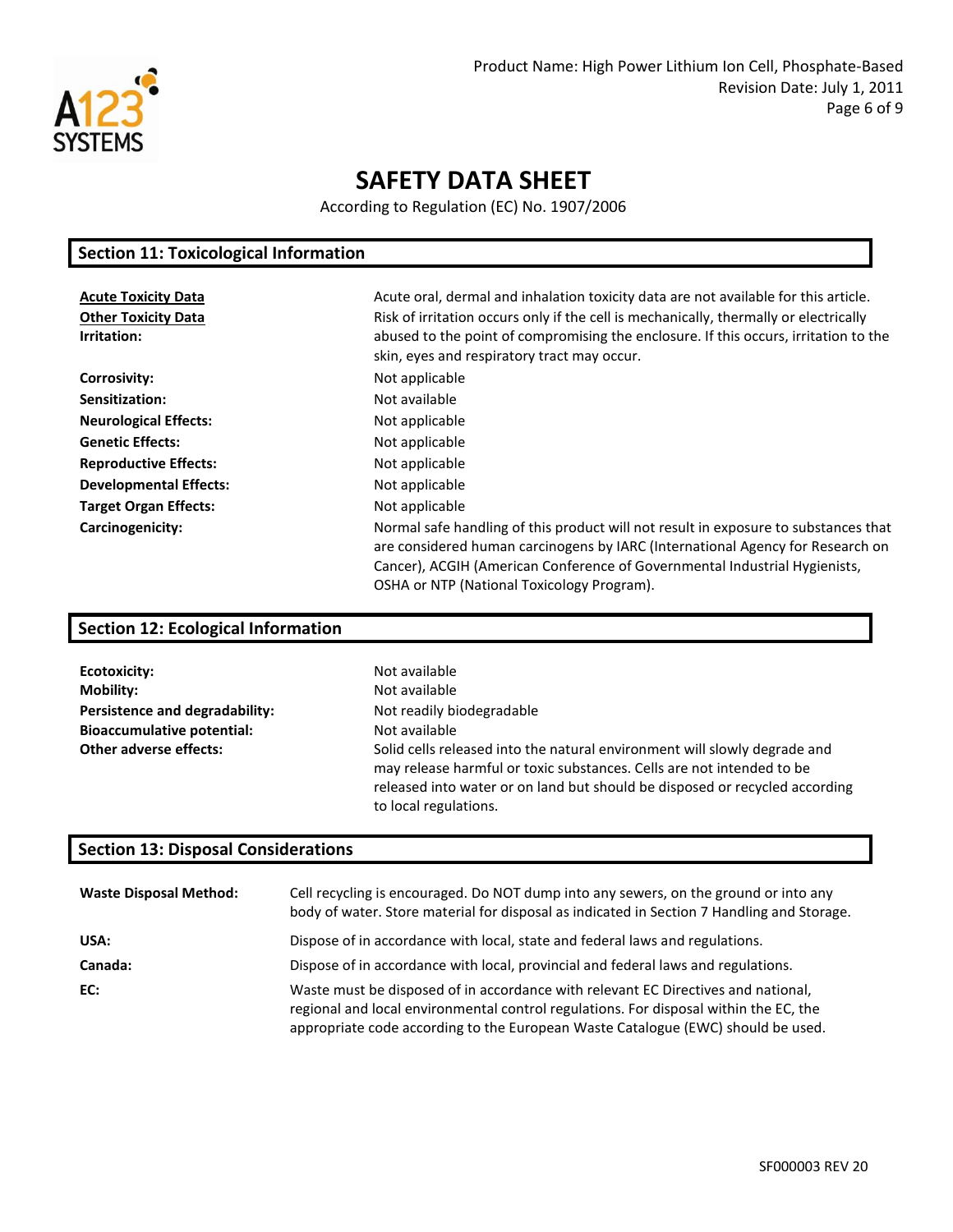## Section 11: Toxicological Information

| | |
|---|---|
| **Acute Toxicity Data** | Acute oral, dermal and inhalation toxicity data are not available for this article. |
| **Other Toxicity Data** | |
| **Irritation:** | Risk of irritation occurs only if the cell is mechanically, thermally or electrically abused to the point of compromising the enclosure. If this occurs, irritation to the skin, eyes and respiratory tract may occur. |
| **Corrosivity:** | Not applicable |
| **Sensitization:** | Not available |
| **Neurological Effects:** | Not applicable |
| **Genetic Effects:** | Not applicable |
| **Reproductive Effects:** | Not applicable |
| **Developmental Effects:** | Not applicable |
| **Target Organ Effects:** | Not applicable |
| **Carcinogenicity:** | Normal safe handling of this product will not result in exposure to substances that are considered human carcinogens by IARC (International Agency for Research on Cancer), ACGIH (American Conference of Governmental Industrial Hygienists, OSHA or NTP (National Toxicology Program). |

## Section 12: Ecological Information

| | |
|---|---|
| **Ecotoxicity:** | Not available |
| **Mobility:** | Not available |
| **Persistence and degradability:** | Not readily biodegradable |
| **Bioaccumulative potential:** | Not available |
| **Other adverse effects:** | Solid cells released into the natural environment will slowly degrade and may release harmful or toxic substances. Cells are not intended to be released into water or on land but should be disposed or recycled according to local regulations. |

## Section 13: Disposal Considerations

| | |
|---|---|
| **Waste Disposal Method:** | Cell recycling is encouraged. Do NOT dump into any sewers, on the ground or into any body of water. Store material for disposal as indicated in Section 7 Handling and Storage. |
| **USA:** | Dispose of in accordance with local, state and federal laws and regulations. |
| **Canada:** | Dispose of in accordance with local, provincial and federal laws and regulations. |
| **EC:** | Waste must be disposed of in accordance with relevant EC Directives and national, regional and local environmental control regulations. For disposal within the EC, the appropriate code according to the European Waste Catalogue (EWC) should be used. |

SF000003 REV 20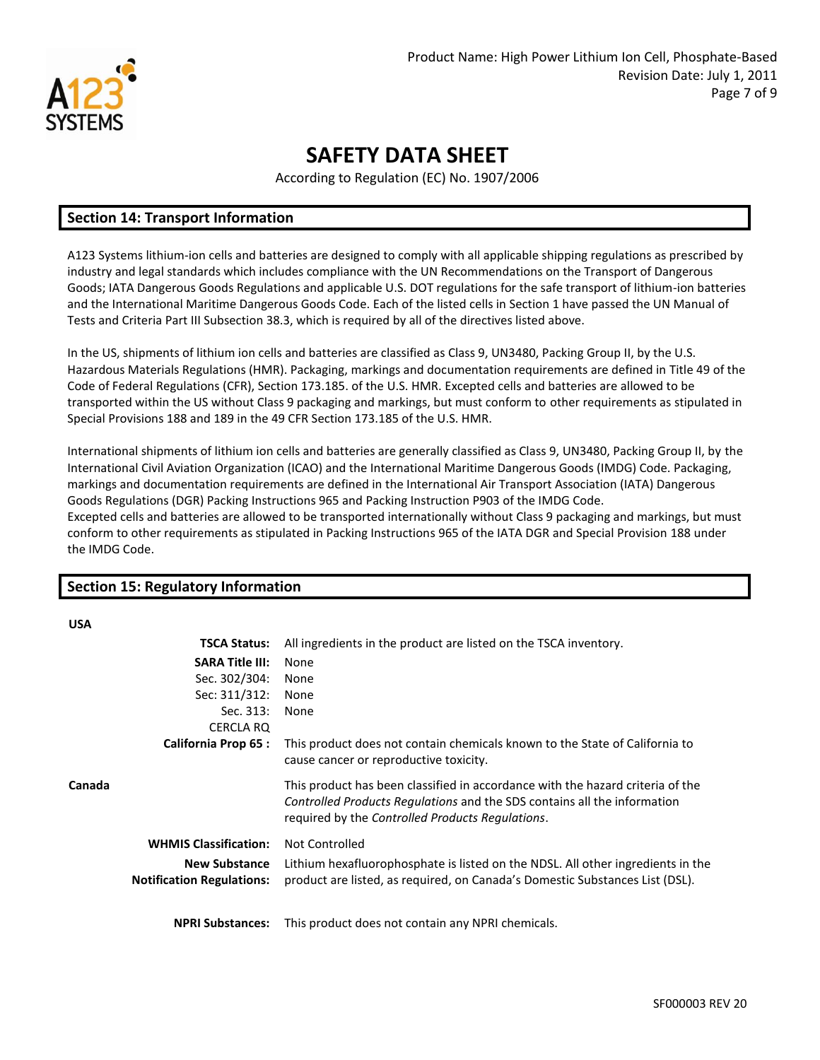# SAFETY DATA SHEET

According to Regulation (EC) No. 1907/2006

## Section 14: Transport Information

A123 Systems lithium-ion cells and batteries are designed to comply with all applicable shipping regulations as prescribed by industry and legal standards which includes compliance with the UN Recommendations on the Transport of Dangerous Goods; IATA Dangerous Goods Regulations and applicable U.S. DOT regulations for the safe transport of lithium-ion batteries and the International Maritime Dangerous Goods Code. Each of the listed cells in Section 1 have passed the UN Manual of Tests and Criteria Part III Subsection 38.3, which is required by all of the directives listed above.

In the US, shipments of lithium ion cells and batteries are classified as Class 9, UN3480, Packing Group II, by the U.S. Hazardous Materials Regulations (HMR). Packaging, markings and documentation requirements are defined in Title 49 of the Code of Federal Regulations (CFR), Section 173.185. of the U.S. HMR. Excepted cells and batteries are allowed to be transported within the US without Class 9 packaging and markings, but must conform to other requirements as stipulated in Special Provisions 188 and 189 in the 49 CFR Section 173.185 of the U.S. HMR.

International shipments of lithium ion cells and batteries are generally classified as Class 9, UN3480, Packing Group II, by the International Civil Aviation Organization (ICAO) and the International Maritime Dangerous Goods (IMDG) Code. Packaging, markings and documentation requirements are defined in the International Air Transport Association (IATA) Dangerous Goods Regulations (DGR) Packing Instructions 965 and Packing Instruction P903 of the IMDG Code.
Excepted cells and batteries are allowed to be transported internationally without Class 9 packaging and markings, but must conform to other requirements as stipulated in Packing Instructions 965 of the IATA DGR and Special Provision 188 under the IMDG Code.

## Section 15: Regulatory Information

**USA**

| | |
|---|---|
| **TSCA Status:** | All ingredients in the product are listed on the TSCA inventory. |
| **SARA Title III:** | None |
| Sec. 302/304: | None |
| Sec: 311/312: | None |
| Sec. 313: | None |
| CERCLA RQ | |
| **California Prop 65 :** | This product does not contain chemicals known to the State of California to cause cancer or reproductive toxicity. |

**Canada**

This product has been classified in accordance with the hazard criteria of the *Controlled Products Regulations* and the SDS contains all the information required by the *Controlled Products Regulations*.

| | |
|---|---|
| **WHMIS Classification:** | Not Controlled |
| **New Substance Notification Regulations:** | Lithium hexafluorophosphate is listed on the NDSL. All other ingredients in the product are listed, as required, on Canada's Domestic Substances List (DSL). |
| **NPRI Substances:** | This product does not contain any NPRI chemicals. |

SF000003 REV 20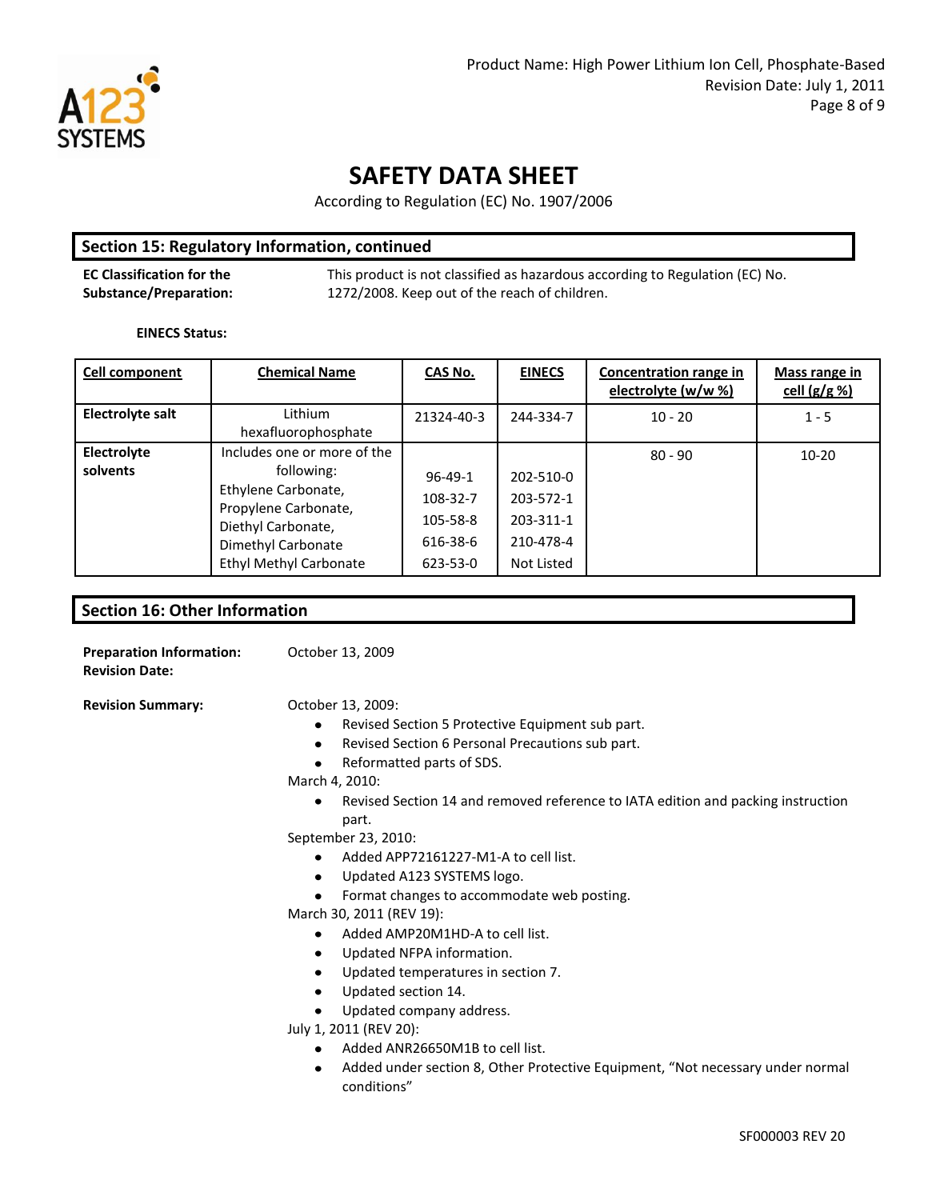## SAFETY DATA SHEET

According to Regulation (EC) No. 1907/2006

## Section 15: Regulatory Information, continued

**EC Classification for the Substance/Preparation:** This product is not classified as hazardous according to Regulation (EC) No. 1272/2008. Keep out of the reach of children.

**EINECS Status:**

| Cell component | Chemical Name | CAS No. | EINECS | Concentration range in electrolyte (w/w %) | Mass range in cell (g/g %) |
|---|---|---|---|---|---|
| **Electrolyte salt** | Lithium hexafluorophosphate | 21324-40-3 | 244-334-7 | 10 - 20 | 1 - 5 |
| **Electrolyte solvents** | Includes one or more of the following: Ethylene Carbonate, Propylene Carbonate, Diethyl Carbonate, Dimethyl Carbonate, Ethyl Methyl Carbonate | 96-49-1<br>108-32-7<br>105-58-8<br>616-38-6<br>623-53-0 | 202-510-0<br>203-572-1<br>203-311-1<br>210-478-4<br>Not Listed | 80 - 90 | 10-20 |

## Section 16: Other Information

**Preparation Information: Revision Date:** October 13, 2009

**Revision Summary:**

October 13, 2009:
- Revised Section 5 Protective Equipment sub part.
- Revised Section 6 Personal Precautions sub part.
- Reformatted parts of SDS.

March 4, 2010:
- Revised Section 14 and removed reference to IATA edition and packing instruction part.

September 23, 2010:
- Added APP72161227-M1-A to cell list.
- Updated A123 SYSTEMS logo.
- Format changes to accommodate web posting.

March 30, 2011 (REV 19):
- Added AMP20M1HD-A to cell list.
- Updated NFPA information.
- Updated temperatures in section 7.
- Updated section 14.
- Updated company address.

July 1, 2011 (REV 20):
- Added ANR26650M1B to cell list.
- Added under section 8, Other Protective Equipment, "Not necessary under normal conditions"

SF000003 REV 20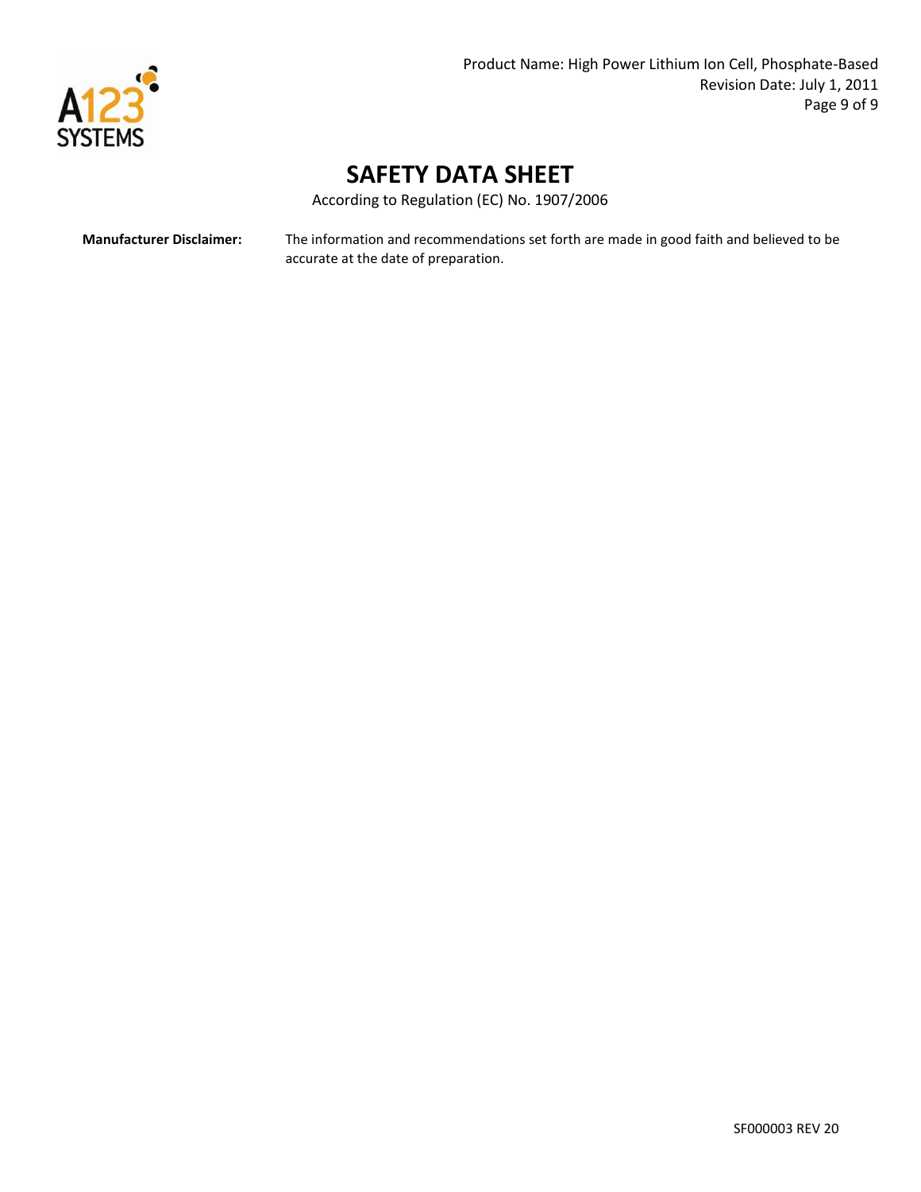# SAFETY DATA SHEET

According to Regulation (EC) No. 1907/2006

**Manufacturer Disclaimer:** The information and recommendations set forth are made in good faith and believed to be accurate at the date of preparation.